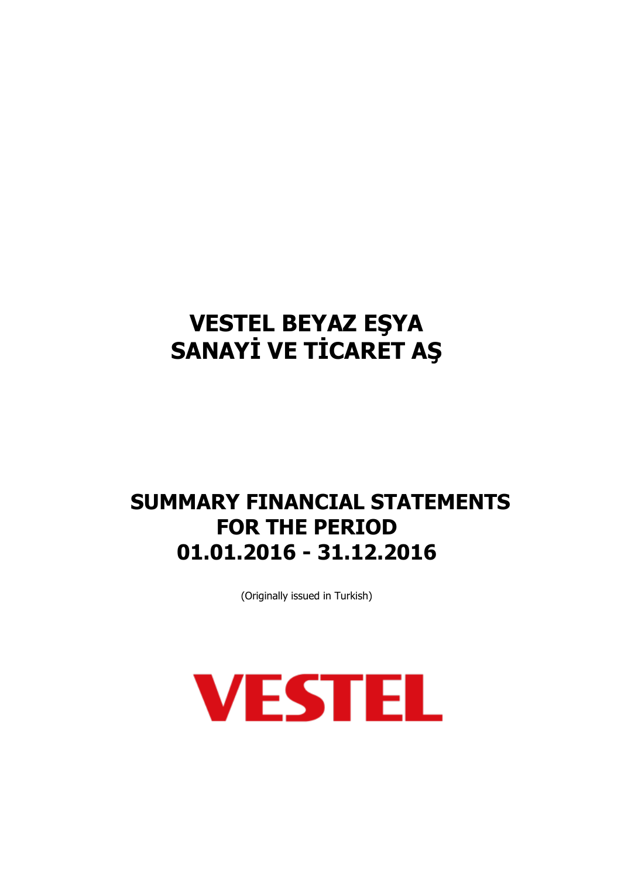# VESTEL BEYAZ EŞYA SANAYİ VE TİCARET AŞ

# SUMMARY FINANCIAL STATEMENTS FOR THE PERIOD 01.01.2016 - 31.12.2016

(Originally issued in Turkish)

VESTEL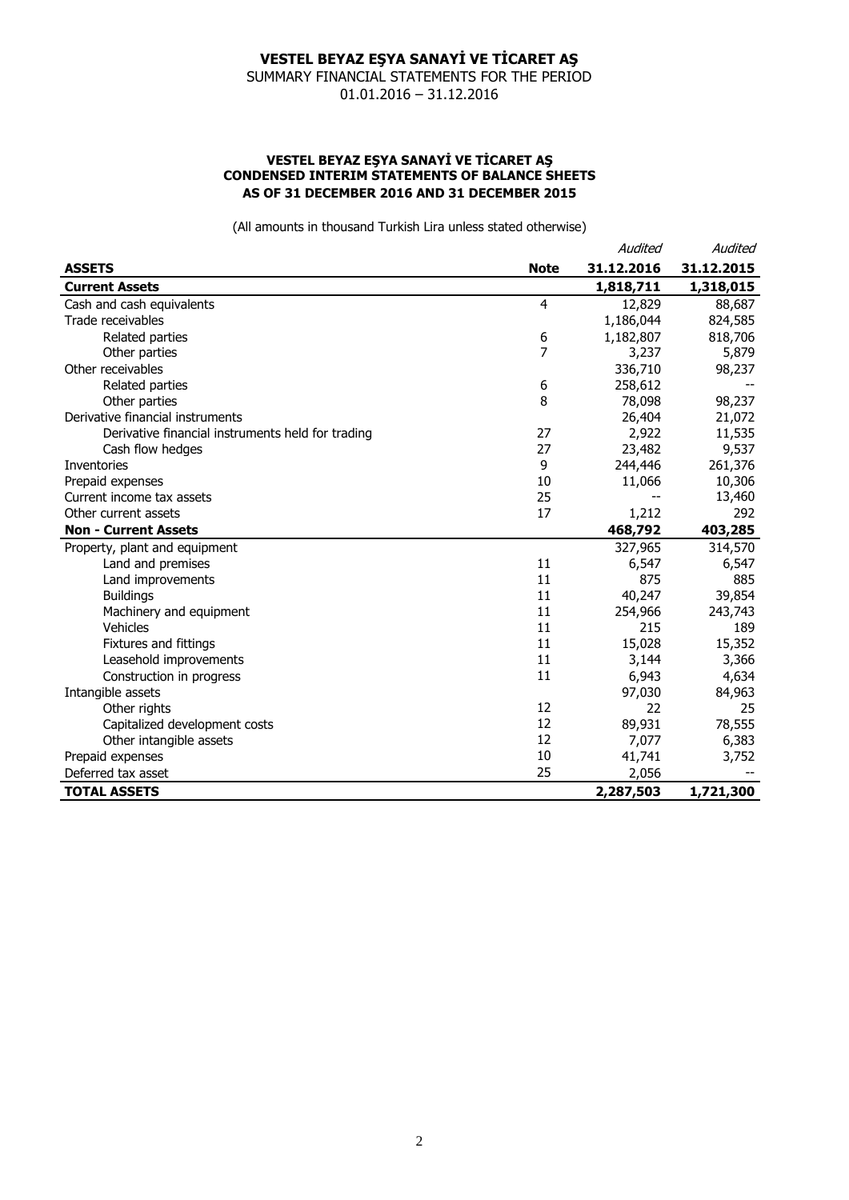# VESTEL BEYAZ EŞYA SANAYİ VE TİCARET AŞ

SUMMARY FINANCIAL STATEMENTS FOR THE PERIOD
01.01.2016 – 31.12.2016

## VESTEL BEYAZ EŞYA SANAYİ VE TİCARET AŞ
## CONDENSED INTERIM STATEMENTS OF BALANCE SHEETS
## AS OF 31 DECEMBER 2016 AND 31 DECEMBER 2015

(All amounts in thousand Turkish Lira unless stated otherwise)

| | | *Audited* | *Audited* |
|---|---|---|---|
| **ASSETS** | **Note** | **31.12.2016** | **31.12.2015** |
| **Current Assets** | | **1,818,711** | **1,318,015** |
| Cash and cash equivalents | 4 | 12,829 | 88,687 |
| Trade receivables | | 1,186,044 | 824,585 |
| Related parties | 6 | 1,182,807 | 818,706 |
| Other parties | 7 | 3,237 | 5,879 |
| Other receivables | | 336,710 | 98,237 |
| Related parties | 6 | 258,612 | -- |
| Other parties | 8 | 78,098 | 98,237 |
| Derivative financial instruments | | 26,404 | 21,072 |
| Derivative financial instruments held for trading | 27 | 2,922 | 11,535 |
| Cash flow hedges | 27 | 23,482 | 9,537 |
| Inventories | 9 | 244,446 | 261,376 |
| Prepaid expenses | 10 | 11,066 | 10,306 |
| Current income tax assets | 25 | -- | 13,460 |
| Other current assets | 17 | 1,212 | 292 |
| **Non - Current Assets** | | **468,792** | **403,285** |
| Property, plant and equipment | | 327,965 | 314,570 |
| Land and premises | 11 | 6,547 | 6,547 |
| Land improvements | 11 | 875 | 885 |
| Buildings | 11 | 40,247 | 39,854 |
| Machinery and equipment | 11 | 254,966 | 243,743 |
| Vehicles | 11 | 215 | 189 |
| Fixtures and fittings | 11 | 15,028 | 15,352 |
| Leasehold improvements | 11 | 3,144 | 3,366 |
| Construction in progress | 11 | 6,943 | 4,634 |
| Intangible assets | | 97,030 | 84,963 |
| Other rights | 12 | 22 | 25 |
| Capitalized development costs | 12 | 89,931 | 78,555 |
| Other intangible assets | 12 | 7,077 | 6,383 |
| Prepaid expenses | 10 | 41,741 | 3,752 |
| Deferred tax asset | 25 | 2,056 | -- |
| **TOTAL ASSETS** | | **2,287,503** | **1,721,300** |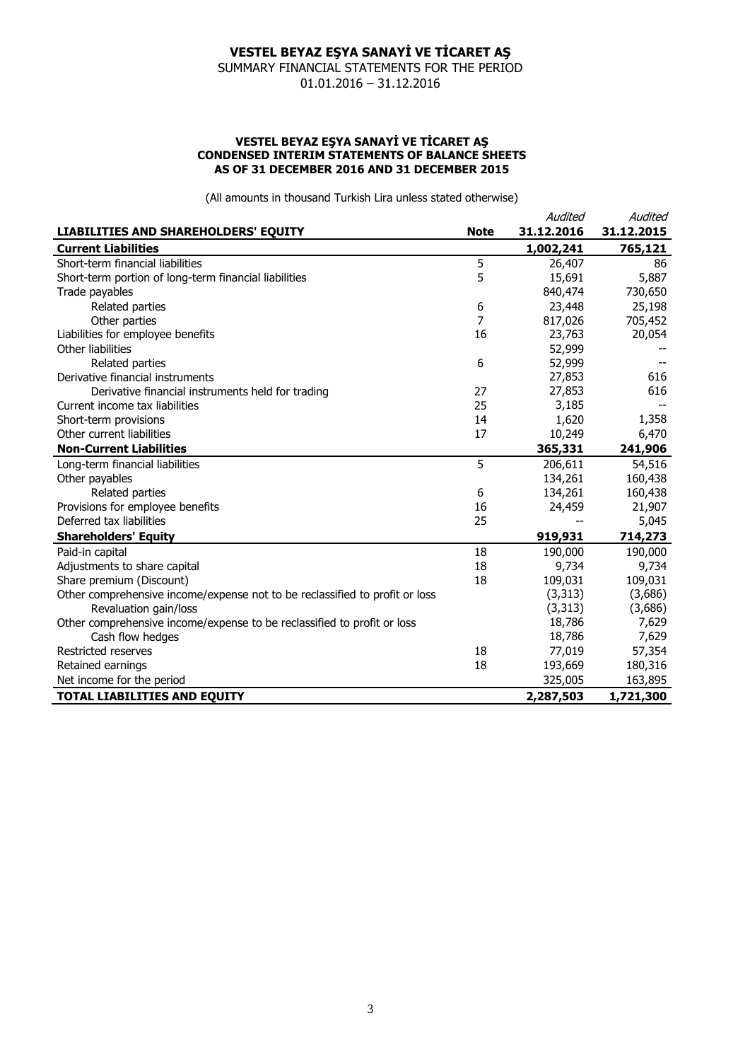# VESTEL BEYAZ EŞYA SANAYİ VE TİCARET AŞ

SUMMARY FINANCIAL STATEMENTS FOR THE PERIOD
01.01.2016 – 31.12.2016

## VESTEL BEYAZ EŞYA SANAYİ VE TİCARET AŞ
## CONDENSED INTERIM STATEMENTS OF BALANCE SHEETS
## AS OF 31 DECEMBER 2016 AND 31 DECEMBER 2015

(All amounts in thousand Turkish Lira unless stated otherwise)

| **LIABILITIES AND SHAREHOLDERS' EQUITY** | **Note** | *Audited* **31.12.2016** | *Audited* **31.12.2015** |
|---|---|---|---|
| **Current Liabilities** | | **1,002,241** | **765,121** |
| Short-term financial liabilities | 5 | 26,407 | 86 |
| Short-term portion of long-term financial liabilities | 5 | 15,691 | 5,887 |
| Trade payables | | 840,474 | 730,650 |
| Related parties | 6 | 23,448 | 25,198 |
| Other parties | 7 | 817,026 | 705,452 |
| Liabilities for employee benefits | 16 | 23,763 | 20,054 |
| Other liabilities | | 52,999 | -- |
| Related parties | 6 | 52,999 | -- |
| Derivative financial instruments | | 27,853 | 616 |
| Derivative financial instruments held for trading | 27 | 27,853 | 616 |
| Current income tax liabilities | 25 | 3,185 | -- |
| Short-term provisions | 14 | 1,620 | 1,358 |
| Other current liabilities | 17 | 10,249 | 6,470 |
| **Non-Current Liabilities** | | **365,331** | **241,906** |
| Long-term financial liabilities | 5 | 206,611 | 54,516 |
| Other payables | | 134,261 | 160,438 |
| Related parties | 6 | 134,261 | 160,438 |
| Provisions for employee benefits | 16 | 24,459 | 21,907 |
| Deferred tax liabilities | 25 | -- | 5,045 |
| **Shareholders' Equity** | | **919,931** | **714,273** |
| Paid-in capital | 18 | 190,000 | 190,000 |
| Adjustments to share capital | 18 | 9,734 | 9,734 |
| Share premium (Discount) | 18 | 109,031 | 109,031 |
| Other comprehensive income/expense not to be reclassified to profit or loss | | (3,313) | (3,686) |
| Revaluation gain/loss | | (3,313) | (3,686) |
| Other comprehensive income/expense to be reclassified to profit or loss | | 18,786 | 7,629 |
| Cash flow hedges | | 18,786 | 7,629 |
| Restricted reserves | 18 | 77,019 | 57,354 |
| Retained earnings | 18 | 193,669 | 180,316 |
| Net income for the period | | 325,005 | 163,895 |
| **TOTAL LIABILITIES AND EQUITY** | | **2,287,503** | **1,721,300** |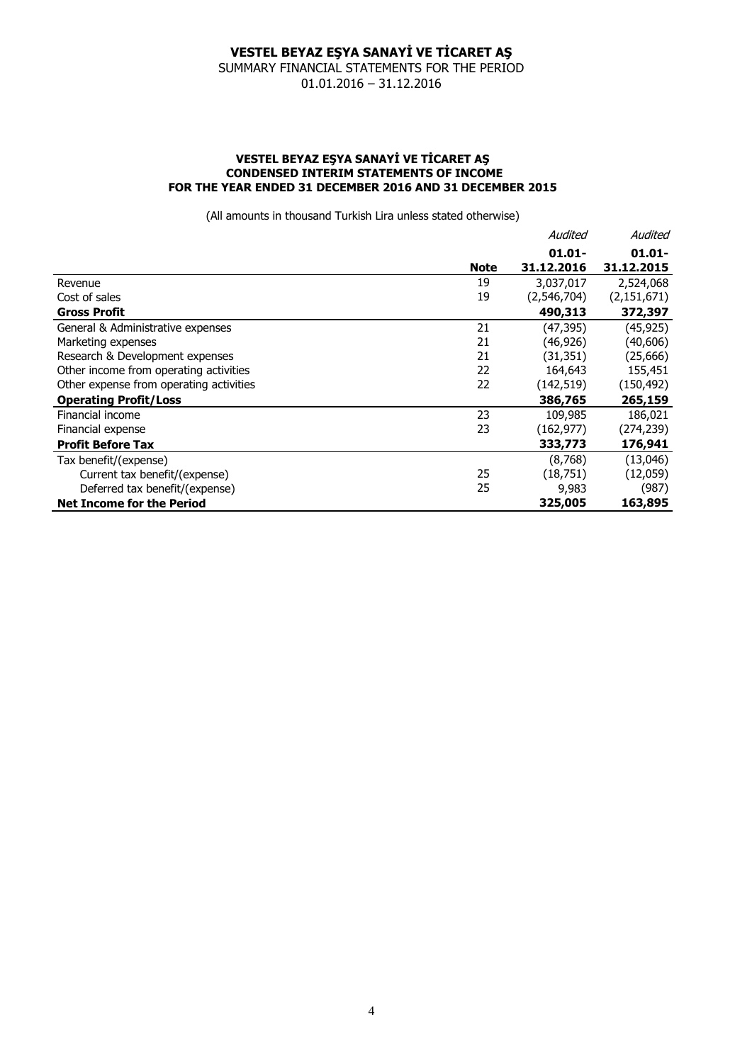# VESTEL BEYAZ EŞYA SANAYİ VE TİCARET AŞ

SUMMARY FINANCIAL STATEMENTS FOR THE PERIOD
01.01.2016 – 31.12.2016

**VESTEL BEYAZ EŞYA SANAYİ VE TİCARET AŞ**
**CONDENSED INTERIM STATEMENTS OF INCOME**
**FOR THE YEAR ENDED 31 DECEMBER 2016 AND 31 DECEMBER 2015**

(All amounts in thousand Turkish Lira unless stated otherwise)

| | | *Audited* | *Audited* |
|---|---|---|---|
| | **Note** | **01.01-31.12.2016** | **01.01-31.12.2015** |
| Revenue | 19 | 3,037,017 | 2,524,068 |
| Cost of sales | 19 | (2,546,704) | (2,151,671) |
| **Gross Profit** | | **490,313** | **372,397** |
| General & Administrative expenses | 21 | (47,395) | (45,925) |
| Marketing expenses | 21 | (46,926) | (40,606) |
| Research & Development expenses | 21 | (31,351) | (25,666) |
| Other income from operating activities | 22 | 164,643 | 155,451 |
| Other expense from operating activities | 22 | (142,519) | (150,492) |
| **Operating Profit/Loss** | | **386,765** | **265,159** |
| Financial income | 23 | 109,985 | 186,021 |
| Financial expense | 23 | (162,977) | (274,239) |
| **Profit Before Tax** | | **333,773** | **176,941** |
| Tax benefit/(expense) | | (8,768) | (13,046) |
| Current tax benefit/(expense) | 25 | (18,751) | (12,059) |
| Deferred tax benefit/(expense) | 25 | 9,983 | (987) |
| **Net Income for the Period** | | **325,005** | **163,895** |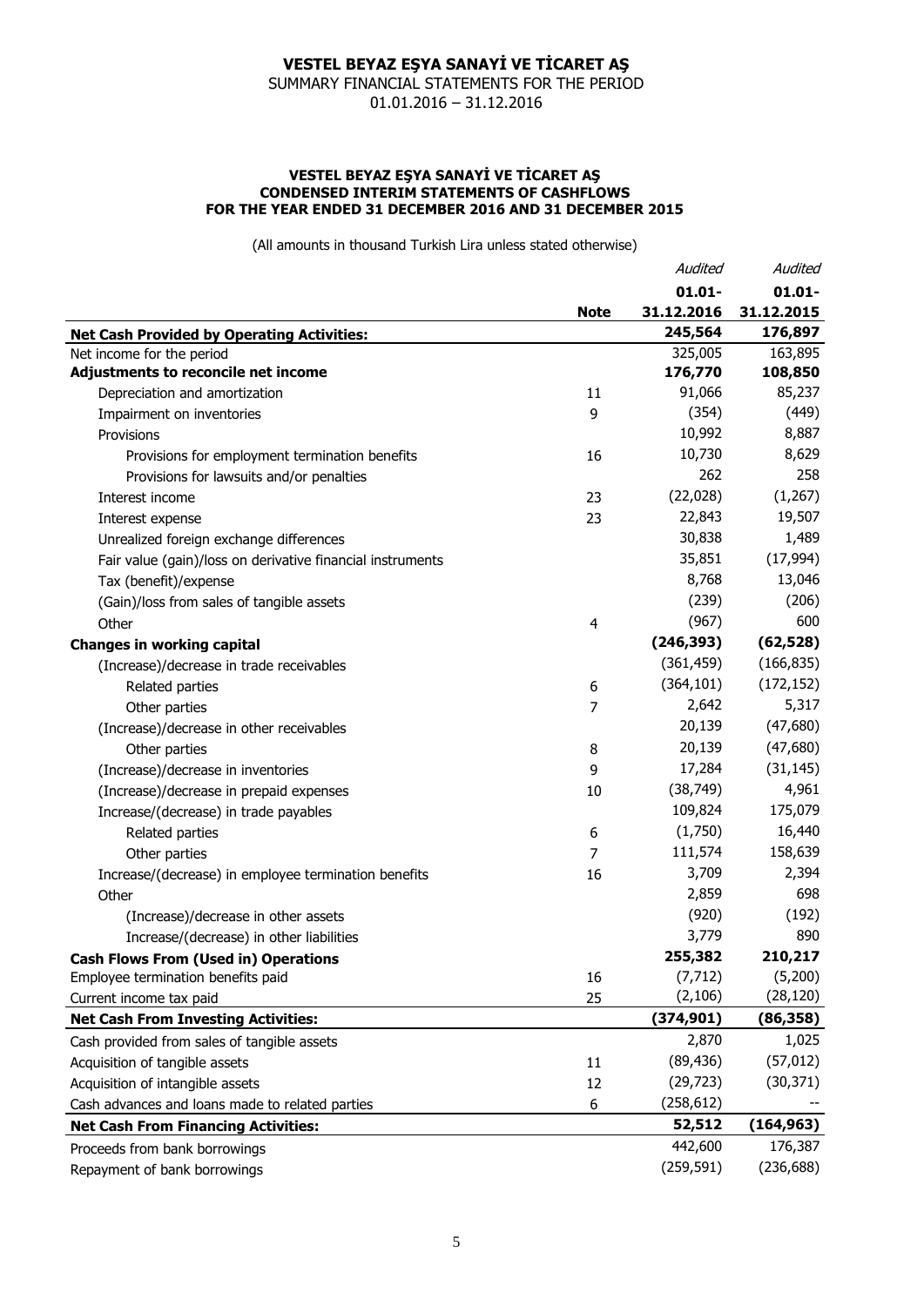# VESTEL BEYAZ EŞYA SANAYİ VE TİCARET AŞ

SUMMARY FINANCIAL STATEMENTS FOR THE PERIOD

01.01.2016 – 31.12.2016

### VESTEL BEYAZ EŞYA SANAYİ VE TİCARET AŞ
### CONDENSED INTERIM STATEMENTS OF CASHFLOWS
### FOR THE YEAR ENDED 31 DECEMBER 2016 AND 31 DECEMBER 2015

(All amounts in thousand Turkish Lira unless stated otherwise)

| | | *Audited* | *Audited* |
|---|---|---|---|
| | **Note** | **01.01-31.12.2016** | **01.01-31.12.2015** |
| **Net Cash Provided by Operating Activities:** | | **245,564** | **176,897** |
| Net income for the period | | 325,005 | 163,895 |
| **Adjustments to reconcile net income** | | **176,770** | **108,850** |
| Depreciation and amortization | 11 | 91,066 | 85,237 |
| Impairment on inventories | 9 | (354) | (449) |
| Provisions | | 10,992 | 8,887 |
| Provisions for employment termination benefits | 16 | 10,730 | 8,629 |
| Provisions for lawsuits and/or penalties | | 262 | 258 |
| Interest income | 23 | (22,028) | (1,267) |
| Interest expense | 23 | 22,843 | 19,507 |
| Unrealized foreign exchange differences | | 30,838 | 1,489 |
| Fair value (gain)/loss on derivative financial instruments | | 35,851 | (17,994) |
| Tax (benefit)/expense | | 8,768 | 13,046 |
| (Gain)/loss from sales of tangible assets | | (239) | (206) |
| Other | 4 | (967) | 600 |
| **Changes in working capital** | | **(246,393)** | **(62,528)** |
| (Increase)/decrease in trade receivables | | (361,459) | (166,835) |
| Related parties | 6 | (364,101) | (172,152) |
| Other parties | 7 | 2,642 | 5,317 |
| (Increase)/decrease in other receivables | | 20,139 | (47,680) |
| Other parties | 8 | 20,139 | (47,680) |
| (Increase)/decrease in inventories | 9 | 17,284 | (31,145) |
| (Increase)/decrease in prepaid expenses | 10 | (38,749) | 4,961 |
| Increase/(decrease) in trade payables | | 109,824 | 175,079 |
| Related parties | 6 | (1,750) | 16,440 |
| Other parties | 7 | 111,574 | 158,639 |
| Increase/(decrease) in employee termination benefits | 16 | 3,709 | 2,394 |
| Other | | 2,859 | 698 |
| (Increase)/decrease in other assets | | (920) | (192) |
| Increase/(decrease) in other liabilities | | 3,779 | 890 |
| **Cash Flows From (Used in) Operations** | | **255,382** | **210,217** |
| Employee termination benefits paid | 16 | (7,712) | (5,200) |
| Current income tax paid | 25 | (2,106) | (28,120) |
| **Net Cash From Investing Activities:** | | **(374,901)** | **(86,358)** |
| Cash provided from sales of tangible assets | | 2,870 | 1,025 |
| Acquisition of tangible assets | 11 | (89,436) | (57,012) |
| Acquisition of intangible assets | 12 | (29,723) | (30,371) |
| Cash advances and loans made to related parties | 6 | (258,612) | -- |
| **Net Cash From Financing Activities:** | | **52,512** | **(164,963)** |
| Proceeds from bank borrowings | | 442,600 | 176,387 |
| Repayment of bank borrowings | | (259,591) | (236,688) |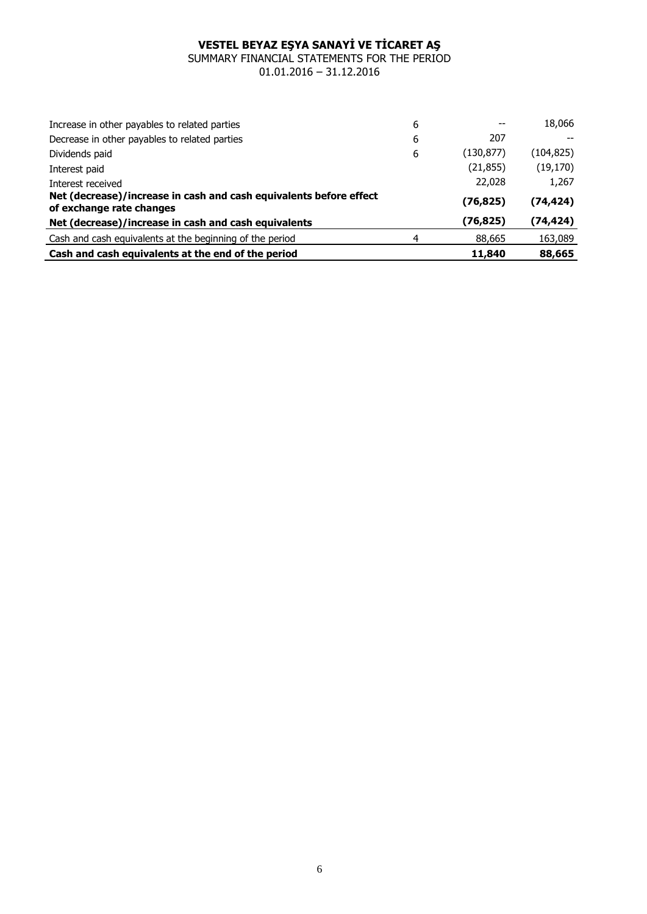# VESTEL BEYAZ EŞYA SANAYİ VE TİCARET AŞ

SUMMARY FINANCIAL STATEMENTS FOR THE PERIOD

01.01.2016 – 31.12.2016

| | | | |
|---|---|---|---|
| Increase in other payables to related parties | 6 | -- | 18,066 |
| Decrease in other payables to related parties | 6 | 207 | -- |
| Dividends paid | 6 | (130,877) | (104,825) |
| Interest paid | | (21,855) | (19,170) |
| Interest received | | 22,028 | 1,267 |
| **Net (decrease)/increase in cash and cash equivalents before effect of exchange rate changes** | | **(76,825)** | **(74,424)** |
| **Net (decrease)/increase in cash and cash equivalents** | | **(76,825)** | **(74,424)** |
| Cash and cash equivalents at the beginning of the period | 4 | 88,665 | 163,089 |
| **Cash and cash equivalents at the end of the period** | | **11,840** | **88,665** |